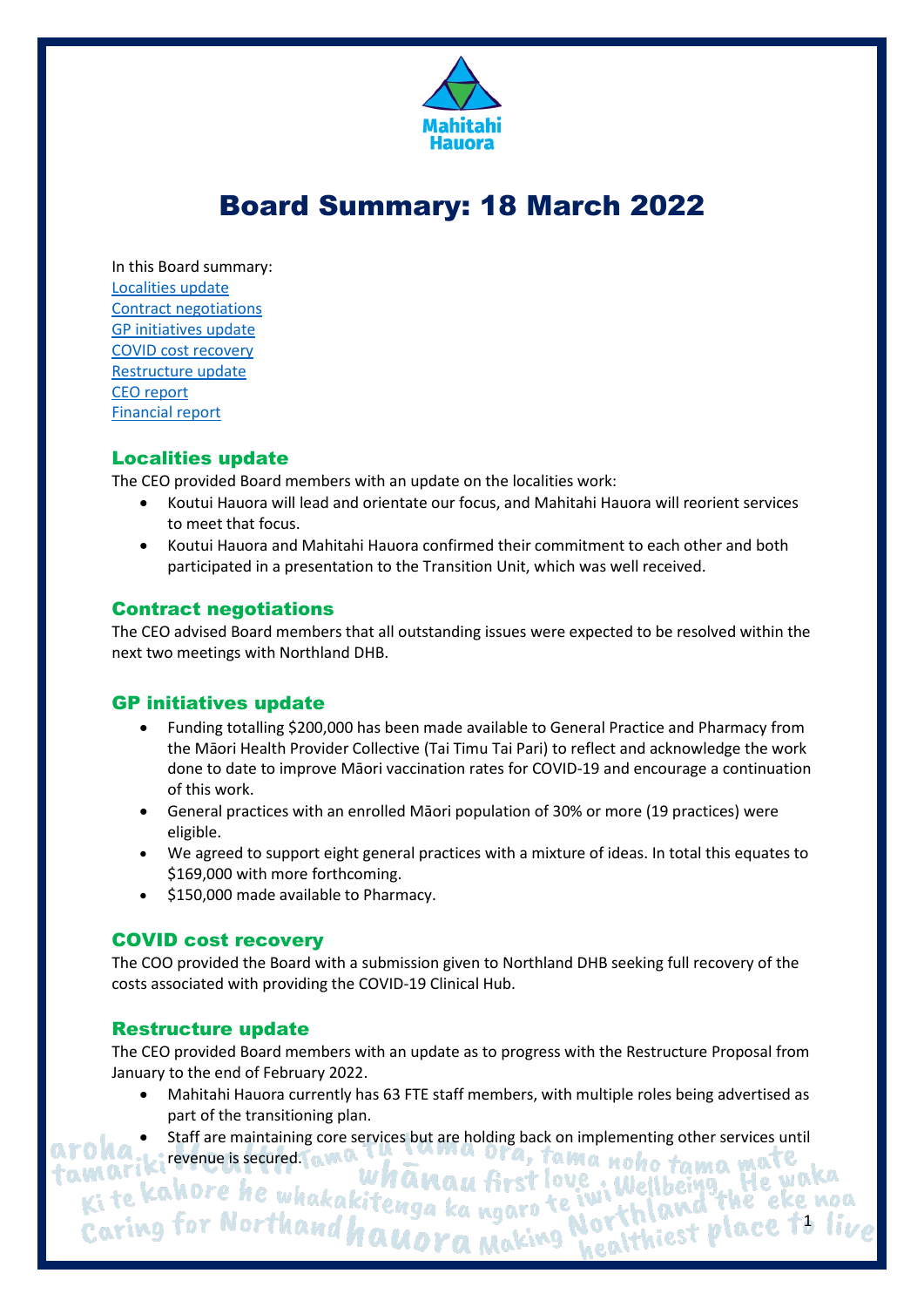# Board Summary: 18 March 2022

In this Board summary:
[Localities update](#localities-update)
[Contract negotiations](#contract-negotiations)
[GP initiatives update](#gp-initiatives-update)
[COVID cost recovery](#covid-cost-recovery)
[Restructure update](#restructure-update)
[CEO report](#ceo-report)
[Financial report](#financial-report)

## Localities update

The CEO provided Board members with an update on the localities work:

- Koutui Hauora will lead and orientate our focus, and Mahitahi Hauora will reorient services to meet that focus.
- Koutui Hauora and Mahitahi Hauora confirmed their commitment to each other and both participated in a presentation to the Transition Unit, which was well received.

## Contract negotiations

The CEO advised Board members that all outstanding issues were expected to be resolved within the next two meetings with Northland DHB.

## GP initiatives update

- Funding totalling $200,000 has been made available to General Practice and Pharmacy from the Māori Health Provider Collective (Tai Timu Tai Pari) to reflect and acknowledge the work done to date to improve Māori vaccination rates for COVID-19 and encourage a continuation of this work.
- General practices with an enrolled Māori population of 30% or more (19 practices) were eligible.
- We agreed to support eight general practices with a mixture of ideas. In total this equates to $169,000 with more forthcoming.
- $150,000 made available to Pharmacy.

## COVID cost recovery

The COO provided the Board with a submission given to Northland DHB seeking full recovery of the costs associated with providing the COVID-19 Clinical Hub.

## Restructure update

The CEO provided Board members with an update as to progress with the Restructure Proposal from January to the end of February 2022.

- Mahitahi Hauora currently has 63 FTE staff members, with multiple roles being advertised as part of the transitioning plan.
- Staff are maintaining core services but are holding back on implementing other services until revenue is secured.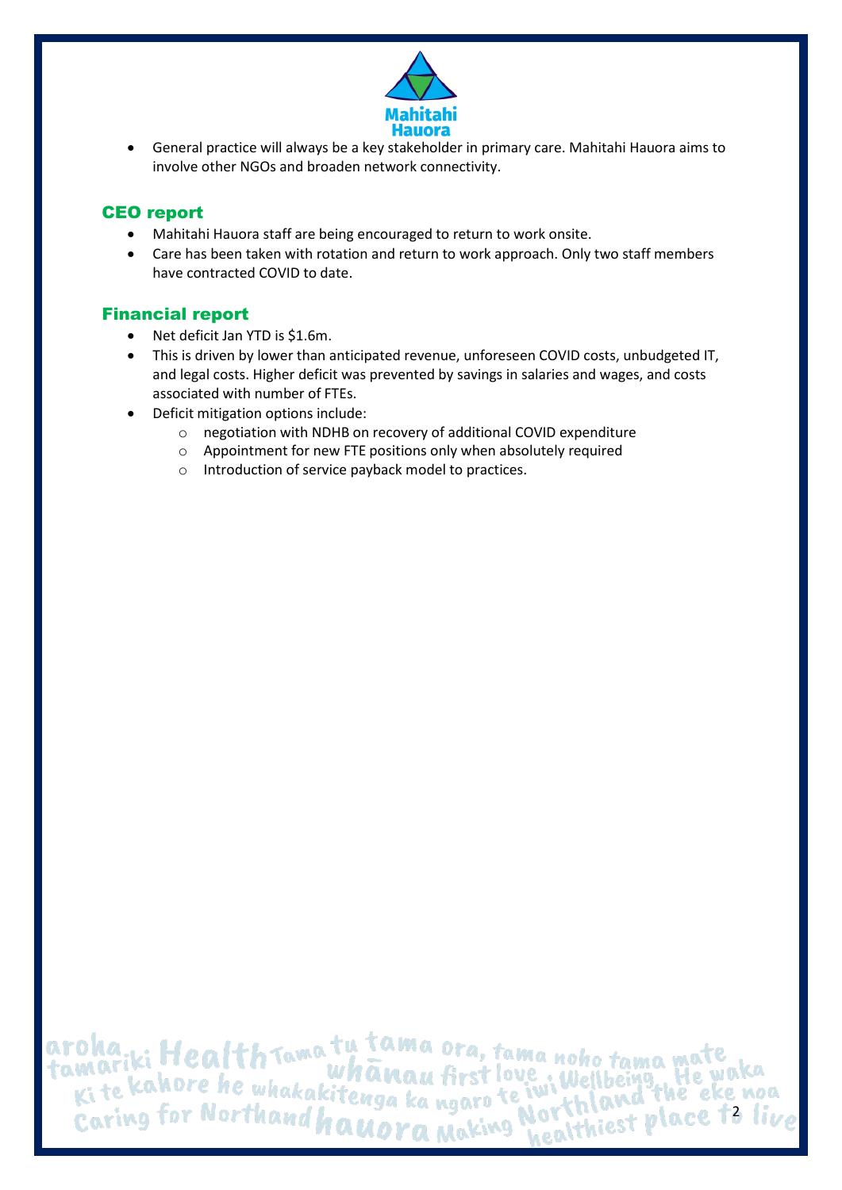- General practice will always be a key stakeholder in primary care. Mahitahi Hauora aims to involve other NGOs and broaden network connectivity.

## CEO report

- Mahitahi Hauora staff are being encouraged to return to work onsite.
- Care has been taken with rotation and return to work approach. Only two staff members have contracted COVID to date.

## Financial report

- Net deficit Jan YTD is $1.6m.
- This is driven by lower than anticipated revenue, unforeseen COVID costs, unbudgeted IT, and legal costs. Higher deficit was prevented by savings in salaries and wages, and costs associated with number of FTEs.
- Deficit mitigation options include:
  - negotiation with NDHB on recovery of additional COVID expenditure
  - Appointment for new FTE positions only when absolutely required
  - Introduction of service payback model to practices.